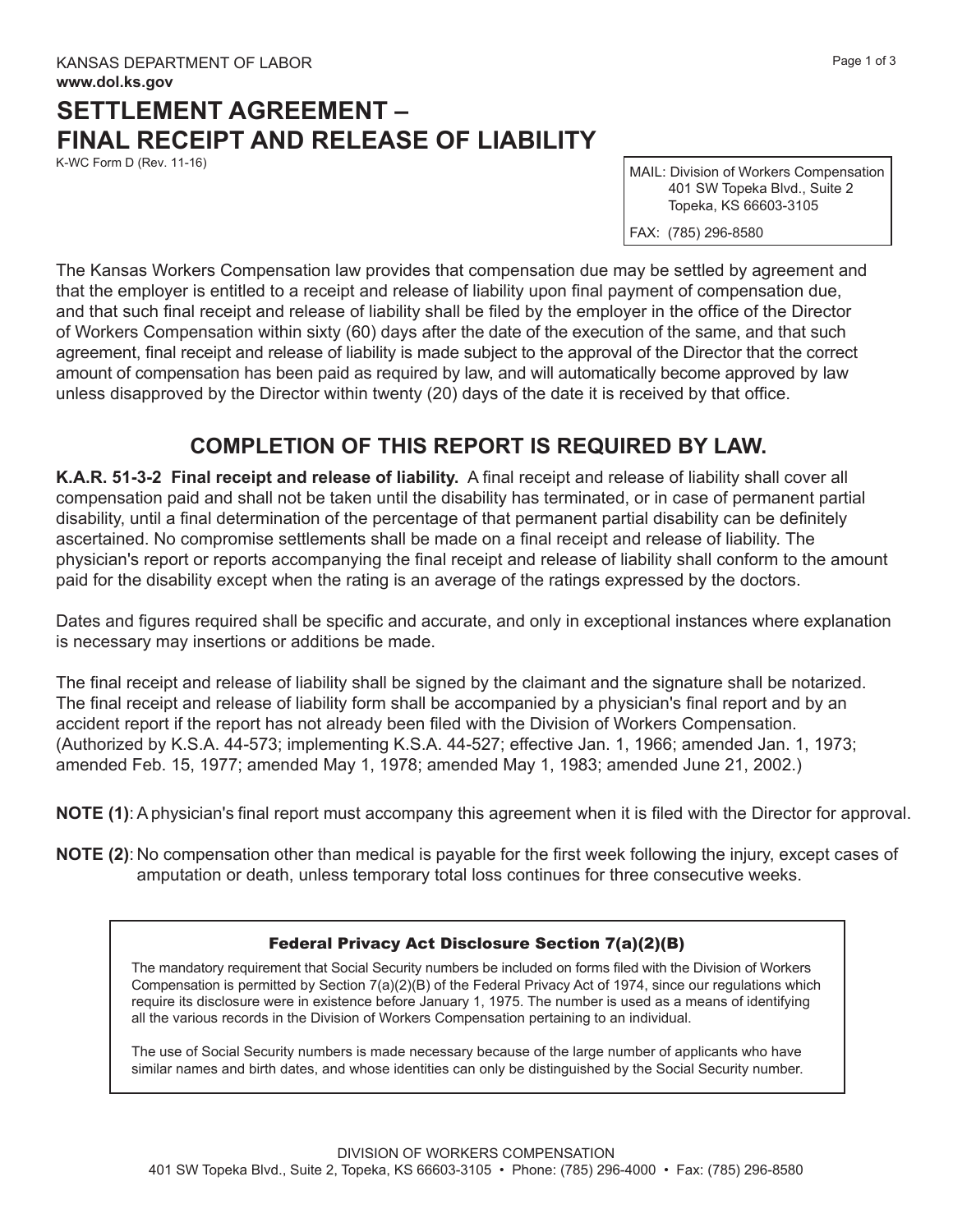KANSAS DEPARTMENT OF LABOR
**www.dol.ks.gov**

# SETTLEMENT AGREEMENT – FINAL RECEIPT AND RELEASE OF LIABILITY

K-WC Form D (Rev. 11-16)

MAIL: Division of Workers Compensation
401 SW Topeka Blvd., Suite 2
Topeka, KS 66603-3105

FAX: (785) 296-8580

The Kansas Workers Compensation law provides that compensation due may be settled by agreement and that the employer is entitled to a receipt and release of liability upon final payment of compensation due, and that such final receipt and release of liability shall be filed by the employer in the office of the Director of Workers Compensation within sixty (60) days after the date of the execution of the same, and that such agreement, final receipt and release of liability is made subject to the approval of the Director that the correct amount of compensation has been paid as required by law, and will automatically become approved by law unless disapproved by the Director within twenty (20) days of the date it is received by that office.

## COMPLETION OF THIS REPORT IS REQUIRED BY LAW.

**K.A.R. 51-3-2 Final receipt and release of liability.** A final receipt and release of liability shall cover all compensation paid and shall not be taken until the disability has terminated, or in case of permanent partial disability, until a final determination of the percentage of that permanent partial disability can be definitely ascertained. No compromise settlements shall be made on a final receipt and release of liability. The physician's report or reports accompanying the final receipt and release of liability shall conform to the amount paid for the disability except when the rating is an average of the ratings expressed by the doctors.

Dates and figures required shall be specific and accurate, and only in exceptional instances where explanation is necessary may insertions or additions be made.

The final receipt and release of liability shall be signed by the claimant and the signature shall be notarized. The final receipt and release of liability form shall be accompanied by a physician's final report and by an accident report if the report has not already been filed with the Division of Workers Compensation. (Authorized by K.S.A. 44-573; implementing K.S.A. 44-527; effective Jan. 1, 1966; amended Jan. 1, 1973; amended Feb. 15, 1977; amended May 1, 1978; amended May 1, 1983; amended June 21, 2002.)

**NOTE (1)**: A physician's final report must accompany this agreement when it is filed with the Director for approval.

**NOTE (2)**: No compensation other than medical is payable for the first week following the injury, except cases of amputation or death, unless temporary total loss continues for three consecutive weeks.

### Federal Privacy Act Disclosure Section 7(a)(2)(B)

The mandatory requirement that Social Security numbers be included on forms filed with the Division of Workers Compensation is permitted by Section 7(a)(2)(B) of the Federal Privacy Act of 1974, since our regulations which require its disclosure were in existence before January 1, 1975. The number is used as a means of identifying all the various records in the Division of Workers Compensation pertaining to an individual.

The use of Social Security numbers is made necessary because of the large number of applicants who have similar names and birth dates, and whose identities can only be distinguished by the Social Security number.

DIVISION OF WORKERS COMPENSATION
401 SW Topeka Blvd., Suite 2, Topeka, KS 66603-3105 • Phone: (785) 296-4000 • Fax: (785) 296-8580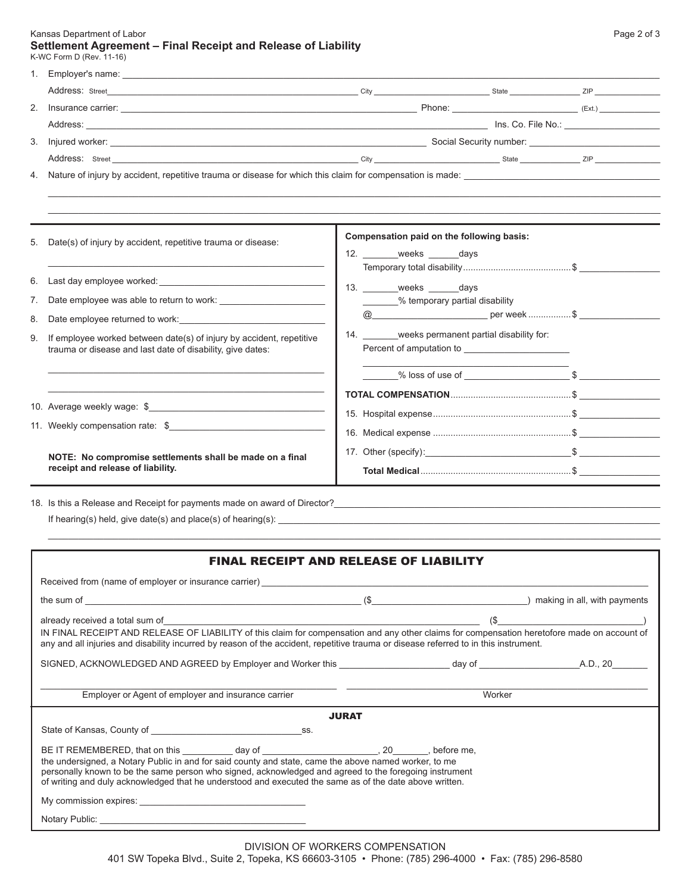Kansas Department of Labor

## Settlement Agreement – Final Receipt and Release of Liability

K-WC Form D (Rev. 11-16)

1. Employer's name: ______________________________

   Address: Street ______________________________ City ______________ State ________ ZIP ________

2. Insurance carrier: ______________________________ Phone: ______________ (Ext.) ________

   Address: ______________________________ Ins. Co. File No.: ______________

3. Injured worker: ______________________________ Social Security number: ______________

   Address: Street ______________________________ City ______________ State ________ ZIP ________

4. Nature of injury by accident, repetitive trauma or disease for which this claim for compensation is made: ______________________________

5. Date(s) of injury by accident, repetitive trauma or disease: ______________________________

6. Last day employee worked: ______________________________

7. Date employee was able to return to work: ______________________________

8. Date employee returned to work: ______________________________

9. If employee worked between date(s) of injury by accident, repetitive trauma or disease and last date of disability, give dates: ______________________________

10. Average weekly wage: $ ______________________________

11. Weekly compensation rate: $ ______________________________

**NOTE: No compromise settlements shall be made on a final receipt and release of liability.**

**Compensation paid on the following basis:**

12. ________weeks ______days
    Temporary total disability .......................................... $ ______________

13. ________weeks ______days
    ________% temporary partial disability
    @______________________ per week ................ $ ______________

14. ________weeks permanent partial disability for:
    Percent of amputation to ______________________
    ______________________
    ________% loss of use of ______________________ $ ______________

**TOTAL COMPENSATION** ................................................ $ ______________

15. Hospital expense ...................................................... $ ______________

16. Medical expense ...................................................... $ ______________

17. Other (specify): ______________________ $ ______________

    **Total Medical** ........................................................... $ ______________

18. Is this a Release and Receipt for payments made on award of Director? ______________________________

    If hearing(s) held, give date(s) and place(s) of hearing(s): ______________________________

## FINAL RECEIPT AND RELEASE OF LIABILITY

Received from (name of employer or insurance carrier) ______________________________

the sum of ______________________________ ($______________________) making in all, with payments

already received a total sum of______________________________ ($______________________)

IN FINAL RECEIPT AND RELEASE OF LIABILITY of this claim for compensation and any other claims for compensation heretofore made on account of any and all injuries and disability incurred by reason of the accident, repetitive trauma or disease referred to in this instrument.

SIGNED, ACKNOWLEDGED AND AGREED by Employer and Worker this ______________ day of ______________A.D., 20______

______________________________ Employer or Agent of employer and insurance carrier

______________________________ Worker

## JURAT

State of Kansas, County of ______________________________ss.

BE IT REMEMBERED, that on this __________ day of ______________________, 20_______, before me, the undersigned, a Notary Public in and for said county and state, came the above named worker, to me personally known to be the same person who signed, acknowledged and agreed to the foregoing instrument of writing and duly acknowledged that he understood and executed the same as of the date above written.

My commission expires: ______________________________

Notary Public: ______________________________

DIVISION OF WORKERS COMPENSATION
401 SW Topeka Blvd., Suite 2, Topeka, KS 66603-3105 • Phone: (785) 296-4000 • Fax: (785) 296-8580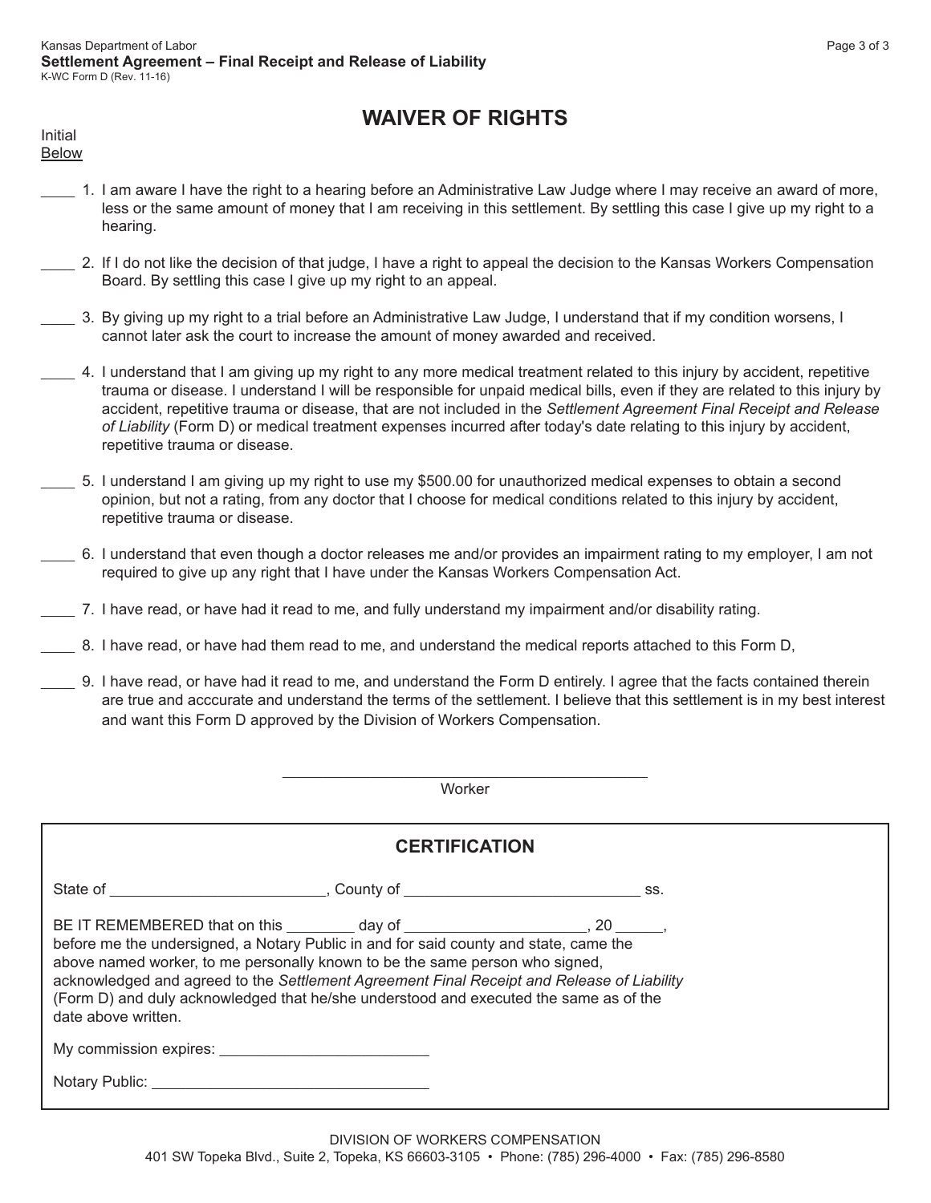# WAVER OF RIGHTS

Initial
Below

____ 1. I am aware I have the right to a hearing before an Administrative Law Judge where I may receive an award of more, less or the same amount of money that I am receiving in this settlement. By settling this case I give up my right to a hearing.

____ 2. If I do not like the decision of that judge, I have a right to appeal the decision to the Kansas Workers Compensation Board. By settling this case I give up my right to an appeal.

____ 3. By giving up my right to a trial before an Administrative Law Judge, I understand that if my condition worsens, I cannot later ask the court to increase the amount of money awarded and received.

____ 4. I understand that I am giving up my right to any more medical treatment related to this injury by accident, repetitive trauma or disease. I understand I will be responsible for unpaid medical bills, even if they are related to this injury by accident, repetitive trauma or disease, that are not included in the *Settlement Agreement Final Receipt and Release of Liability* (Form D) or medical treatment expenses incurred after today's date relating to this injury by accident, repetitive trauma or disease.

____ 5. I understand I am giving up my right to use my $500.00 for unauthorized medical expenses to obtain a second opinion, but not a rating, from any doctor that I choose for medical conditions related to this injury by accident, repetitive trauma or disease.

____ 6. I understand that even though a doctor releases me and/or provides an impairment rating to my employer, I am not required to give up any right that I have under the Kansas Workers Compensation Act.

____ 7. I have read, or have had it read to me, and fully understand my impairment and/or disability rating.

____ 8. I have read, or have had them read to me, and understand the medical reports attached to this Form D,

____ 9. I have read, or have had it read to me, and understand the Form D entirely. I agree that the facts contained therein are true and acccurate and understand the terms of the settlement. I believe that this settlement is in my best interest and want this Form D approved by the Division of Workers Compensation.

_____________________________________________
Worker

## CERTIFICATION

State of _________________________, County of ____________________________ ss.

BE IT REMEMBERED that on this ________ day of _____________________, 20 ______, before me the undersigned, a Notary Public in and for said county and state, came the above named worker, to me personally known to be the same person who signed, acknowledged and agreed to the *Settlement Agreement Final Receipt and Release of Liability* (Form D) and duly acknowledged that he/she understood and executed the same as of the date above written.

My commission expires: ________________________

Notary Public: ________________________________

DIVISION OF WORKERS COMPENSATION
401 SW Topeka Blvd., Suite 2, Topeka, KS 66603-3105 • Phone: (785) 296-4000 • Fax: (785) 296-8580